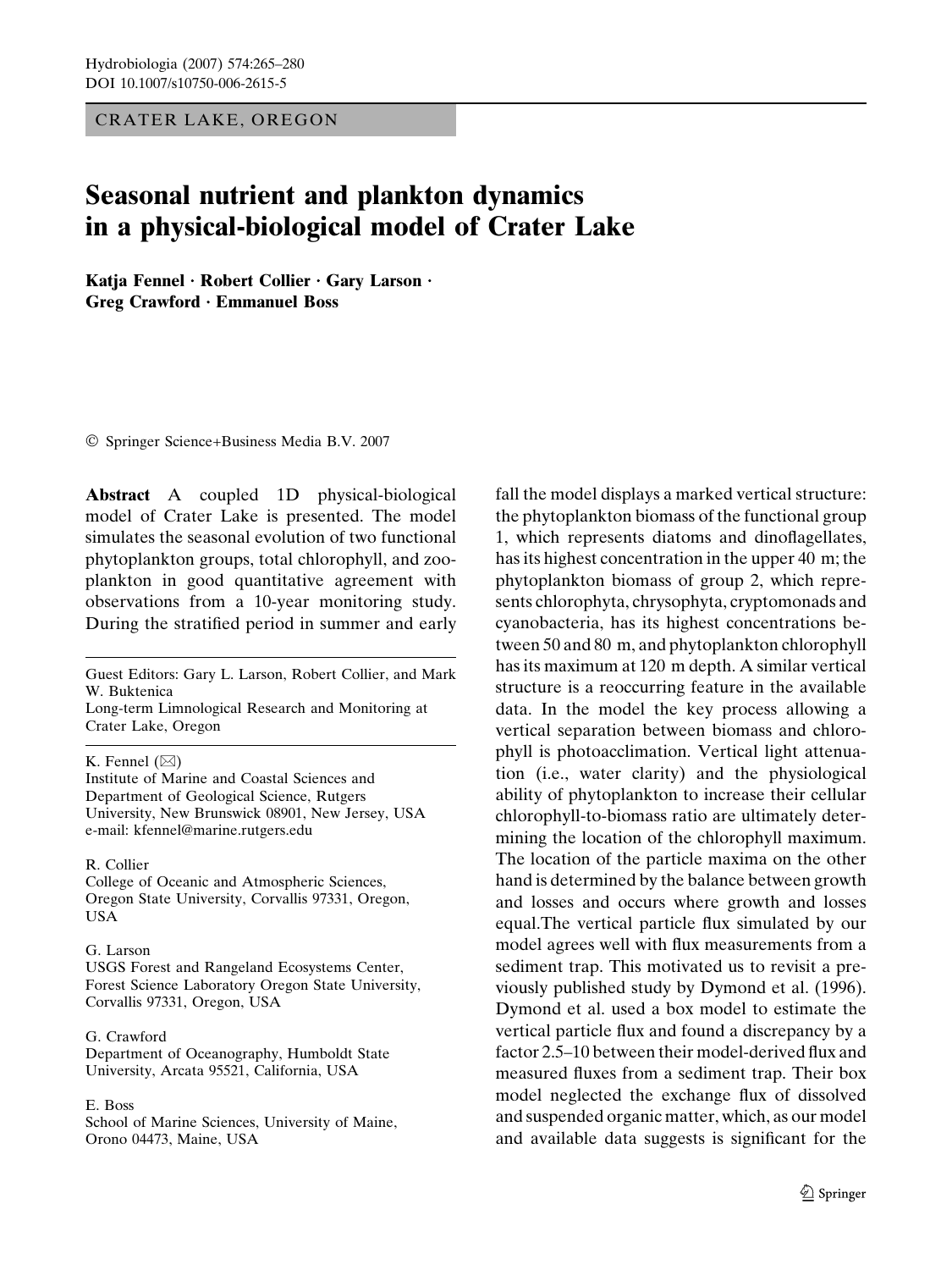CRATER LAKE, OREGON

# Seasonal nutrient and plankton dynamics in a physical-biological model of Crater Lake

**Katja Fennel · Robert Collier · Gary Larson · Greg Crawford · Emmanuel Boss**

© Springer Science+Business Media B.V. 2007

**Abstract** A coupled 1D physical-biological model of Crater Lake is presented. The model simulates the seasonal evolution of two functional phytoplankton groups, total chlorophyll, and zooplankton in good quantitative agreement with observations from a 10-year monitoring study. During the stratified period in summer and early fall the model displays a marked vertical structure: the phytoplankton biomass of the functional group 1, which represents diatoms and dinoflagellates, has its highest concentration in the upper 40 m; the phytoplankton biomass of group 2, which represents chlorophyta, chrysophyta, cryptomonads and cyanobacteria, has its highest concentrations between 50 and 80 m, and phytoplankton chlorophyll has its maximum at 120 m depth. A similar vertical structure is a reoccurring feature in the available data. In the model the key process allowing a vertical separation between biomass and chlorophyll is photoacclimation. Vertical light attenuation (i.e., water clarity) and the physiological ability of phytoplankton to increase their cellular chlorophyll-to-biomass ratio are ultimately determining the location of the chlorophyll maximum. The location of the particle maxima on the other hand is determined by the balance between growth and losses and occurs where growth and losses equal.The vertical particle flux simulated by our model agrees well with flux measurements from a sediment trap. This motivated us to revisit a previously published study by Dymond et al. (1996). Dymond et al. used a box model to estimate the vertical particle flux and found a discrepancy by a factor 2.5–10 between their model-derived flux and measured fluxes from a sediment trap. Their box model neglected the exchange flux of dissolved and suspended organic matter, which, as our model and available data suggests is significant for the

---

Guest Editors: Gary L. Larson, Robert Collier, and Mark W. Buktenica
Long-term Limnological Research and Monitoring at Crater Lake, Oregon

K. Fennel (✉)
Institute of Marine and Coastal Sciences and Department of Geological Science, Rutgers University, New Brunswick 08901, New Jersey, USA
e-mail: kfennel@marine.rutgers.edu

R. Collier
College of Oceanic and Atmospheric Sciences, Oregon State University, Corvallis 97331, Oregon, USA

G. Larson
USGS Forest and Rangeland Ecosystems Center, Forest Science Laboratory Oregon State University, Corvallis 97331, Oregon, USA

G. Crawford
Department of Oceanography, Humboldt State University, Arcata 95521, California, USA

E. Boss
School of Marine Sciences, University of Maine, Orono 04473, Maine, USA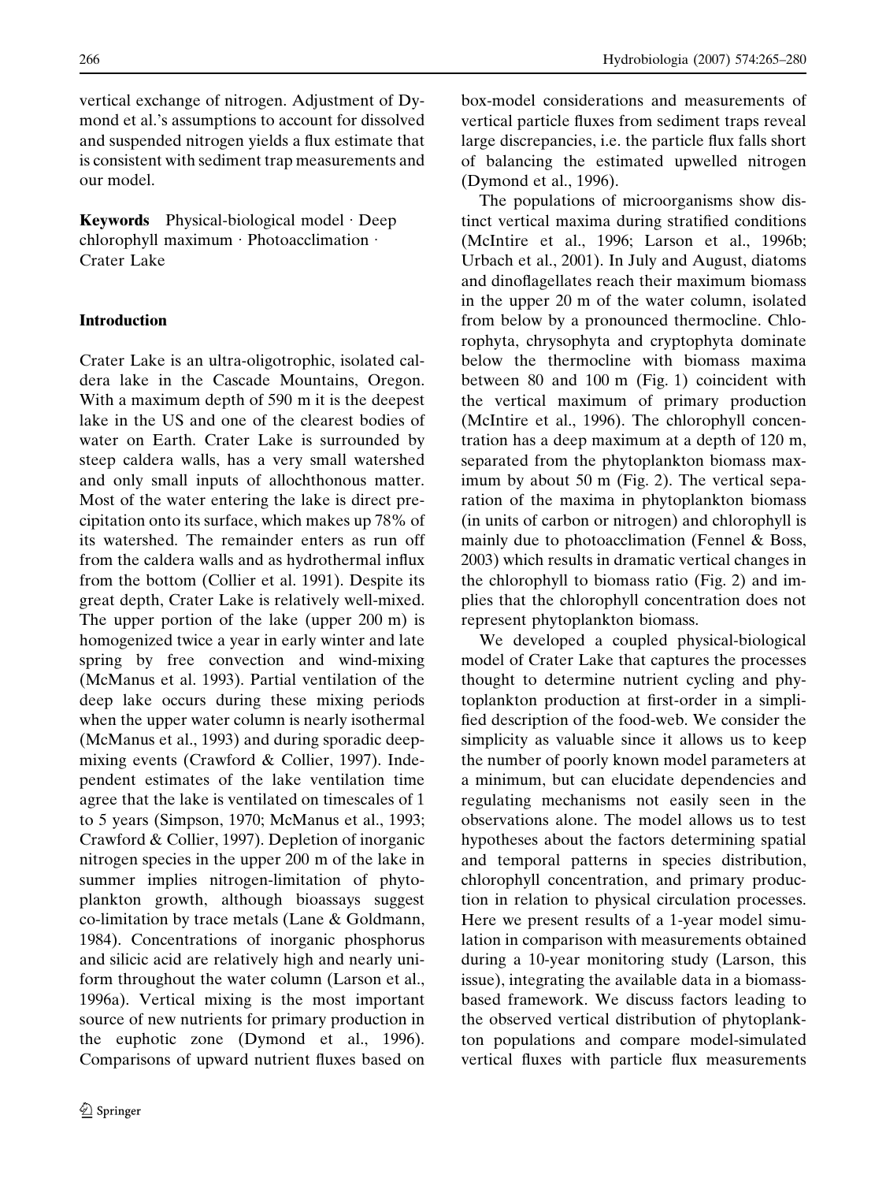vertical exchange of nitrogen. Adjustment of Dymond et al.'s assumptions to account for dissolved and suspended nitrogen yields a flux estimate that is consistent with sediment trap measurements and our model.

**Keywords** Physical-biological model · Deep chlorophyll maximum · Photoacclimation · Crater Lake

## Introduction

Crater Lake is an ultra-oligotrophic, isolated caldera lake in the Cascade Mountains, Oregon. With a maximum depth of 590 m it is the deepest lake in the US and one of the clearest bodies of water on Earth. Crater Lake is surrounded by steep caldera walls, has a very small watershed and only small inputs of allochthonous matter. Most of the water entering the lake is direct precipitation onto its surface, which makes up 78% of its watershed. The remainder enters as run off from the caldera walls and as hydrothermal influx from the bottom (Collier et al. 1991). Despite its great depth, Crater Lake is relatively well-mixed. The upper portion of the lake (upper 200 m) is homogenized twice a year in early winter and late spring by free convection and wind-mixing (McManus et al. 1993). Partial ventilation of the deep lake occurs during these mixing periods when the upper water column is nearly isothermal (McManus et al., 1993) and during sporadic deep-mixing events (Crawford & Collier, 1997). Independent estimates of the lake ventilation time agree that the lake is ventilated on timescales of 1 to 5 years (Simpson, 1970; McManus et al., 1993; Crawford & Collier, 1997). Depletion of inorganic nitrogen species in the upper 200 m of the lake in summer implies nitrogen-limitation of phytoplankton growth, although bioassays suggest co-limitation by trace metals (Lane & Goldmann, 1984). Concentrations of inorganic phosphorus and silicic acid are relatively high and nearly uniform throughout the water column (Larson et al., 1996a). Vertical mixing is the most important source of new nutrients for primary production in the euphotic zone (Dymond et al., 1996). Comparisons of upward nutrient fluxes based on box-model considerations and measurements of vertical particle fluxes from sediment traps reveal large discrepancies, i.e. the particle flux falls short of balancing the estimated upwelled nitrogen (Dymond et al., 1996).

The populations of microorganisms show distinct vertical maxima during stratified conditions (McIntire et al., 1996; Larson et al., 1996b; Urbach et al., 2001). In July and August, diatoms and dinoflagellates reach their maximum biomass in the upper 20 m of the water column, isolated from below by a pronounced thermocline. Chlorophyta, chrysophyta and cryptophyta dominate below the thermocline with biomass maxima between 80 and 100 m (Fig. 1) coincident with the vertical maximum of primary production (McIntire et al., 1996). The chlorophyll concentration has a deep maximum at a depth of 120 m, separated from the phytoplankton biomass maximum by about 50 m (Fig. 2). The vertical separation of the maxima in phytoplankton biomass (in units of carbon or nitrogen) and chlorophyll is mainly due to photoacclimation (Fennel & Boss, 2003) which results in dramatic vertical changes in the chlorophyll to biomass ratio (Fig. 2) and implies that the chlorophyll concentration does not represent phytoplankton biomass.

We developed a coupled physical-biological model of Crater Lake that captures the processes thought to determine nutrient cycling and phytoplankton production at first-order in a simplified description of the food-web. We consider the simplicity as valuable since it allows us to keep the number of poorly known model parameters at a minimum, but can elucidate dependencies and regulating mechanisms not easily seen in the observations alone. The model allows us to test hypotheses about the factors determining spatial and temporal patterns in species distribution, chlorophyll concentration, and primary production in relation to physical circulation processes. Here we present results of a 1-year model simulation in comparison with measurements obtained during a 10-year monitoring study (Larson, this issue), integrating the available data in a biomass-based framework. We discuss factors leading to the observed vertical distribution of phytoplankton populations and compare model-simulated vertical fluxes with particle flux measurements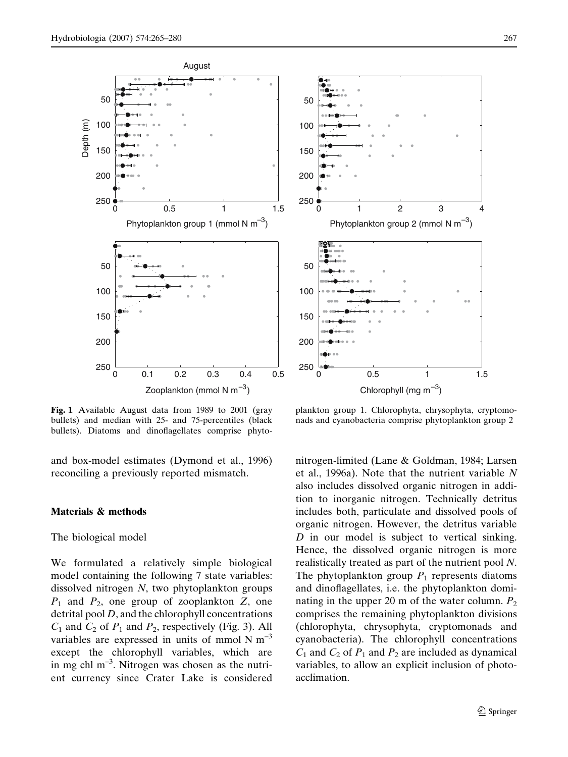**Fig. 1** Available August data from 1989 to 2001 (gray bullets) and median with 25- and 75-percentiles (black bullets). Diatoms and dinoflagellates comprise phytoplankton group 1. Chlorophyta, chrysophyta, cryptomonads and cyanobacteria comprise phytoplankton group 2

and box-model estimates (Dymond et al., 1996) reconciling a previously reported mismatch.

## Materials & methods

### The biological model

We formulated a relatively simple biological model containing the following 7 state variables: dissolved nitrogen $N$, two phytoplankton groups $P_1$ and $P_2$, one group of zooplankton $Z$, one detrital pool $D$, and the chlorophyll concentrations $C_1$ and $C_2$ of $P_1$ and $P_2$, respectively (Fig. 3). All variables are expressed in units of mmol N m$^{-3}$ except the chlorophyll variables, which are in mg chl m$^{-3}$. Nitrogen was chosen as the nutrient currency since Crater Lake is considered nitrogen-limited (Lane & Goldman, 1984; Larsen et al., 1996a). Note that the nutrient variable $N$ also includes dissolved organic nitrogen in addition to inorganic nitrogen. Technically detritus includes both, particulate and dissolved pools of organic nitrogen. However, the detritus variable $D$ in our model is subject to vertical sinking. Hence, the dissolved organic nitrogen is more realistically treated as part of the nutrient pool $N$. The phytoplankton group $P_1$ represents diatoms and dinoflagellates, i.e. the phytoplankton dominating in the upper 20 m of the water column. $P_2$ comprises the remaining phytoplankton divisions (chlorophyta, chrysophyta, cryptomonads and cyanobacteria). The chlorophyll concentrations $C_1$ and $C_2$ of $P_1$ and $P_2$ are included as dynamical variables, to allow an explicit inclusion of photoacclimation.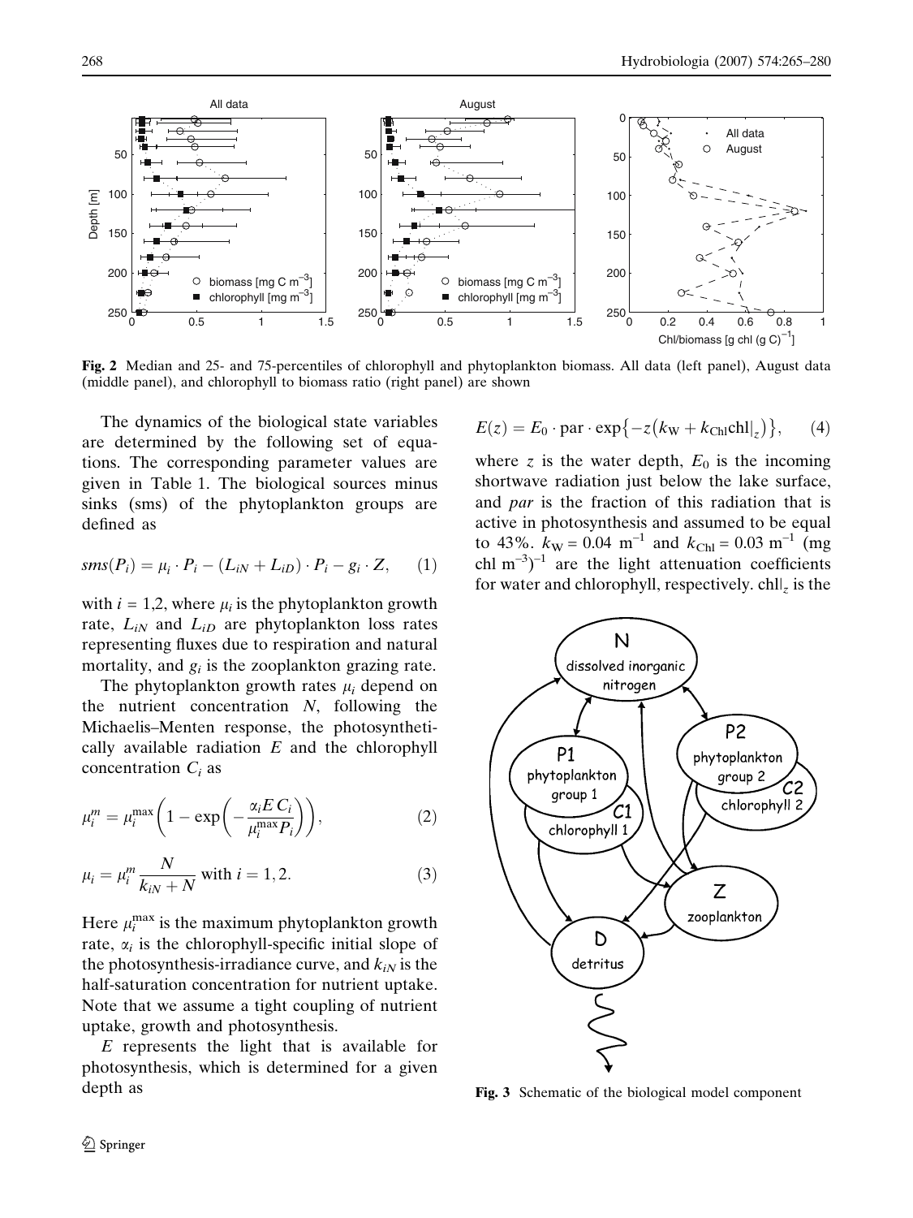Fig. 2 Median and 25- and 75-percentiles of chlorophyll and phytoplankton biomass. All data (left panel), August data (middle panel), and chlorophyll to biomass ratio (right panel) are shown

The dynamics of the biological state variables are determined by the following set of equations. The corresponding parameter values are given in Table 1. The biological sources minus sinks (sms) of the phytoplankton groups are defined as

$$sms(P_i) = \mu_i \cdot P_i - (L_{iN} + L_{iD}) \cdot P_i - g_i \cdot Z, \quad (1)$$

with $i = 1,2$, where $\mu_i$ is the phytoplankton growth rate, $L_{iN}$ and $L_{iD}$ are phytoplankton loss rates representing fluxes due to respiration and natural mortality, and $g_i$ is the zooplankton grazing rate.

The phytoplankton growth rates $\mu_i$ depend on the nutrient concentration $N$, following the Michaelis–Menten response, the photosynthetically available radiation $E$ and the chlorophyll concentration $C_i$ as

$$\mu_i^m = \mu_i^{\max}\left(1 - \exp\left(-\frac{\alpha_i E\, C_i}{\mu_i^{\max} P_i}\right)\right), \quad (2)$$

$$\mu_i = \mu_i^m \frac{N}{k_{iN} + N} \text{ with } i = 1, 2. \quad (3)$$

Here $\mu_i^{\max}$ is the maximum phytoplankton growth rate, $\alpha_i$ is the chlorophyll-specific initial slope of the photosynthesis-irradiance curve, and $k_{iN}$ is the half-saturation concentration for nutrient uptake. Note that we assume a tight coupling of nutrient uptake, growth and photosynthesis.

$E$ represents the light that is available for photosynthesis, which is determined for a given depth as

$$E(z) = E_0 \cdot \text{par} \cdot \exp\{-z(k_W + k_{Chl}\text{chl}|_z)\}, \quad (4)$$

where $z$ is the water depth, $E_0$ is the incoming shortwave radiation just below the lake surface, and *par* is the fraction of this radiation that is active in photosynthesis and assumed to be equal to 43%. $k_W = 0.04\ \text{m}^{-1}$ and $k_{Chl} = 0.03\ \text{m}^{-1}\ (\text{mg chl m}^{-3})^{-1}$ are the light attenuation coefficients for water and chlorophyll, respectively. $\text{chl}|_z$ is the

Fig. 3 Schematic of the biological model component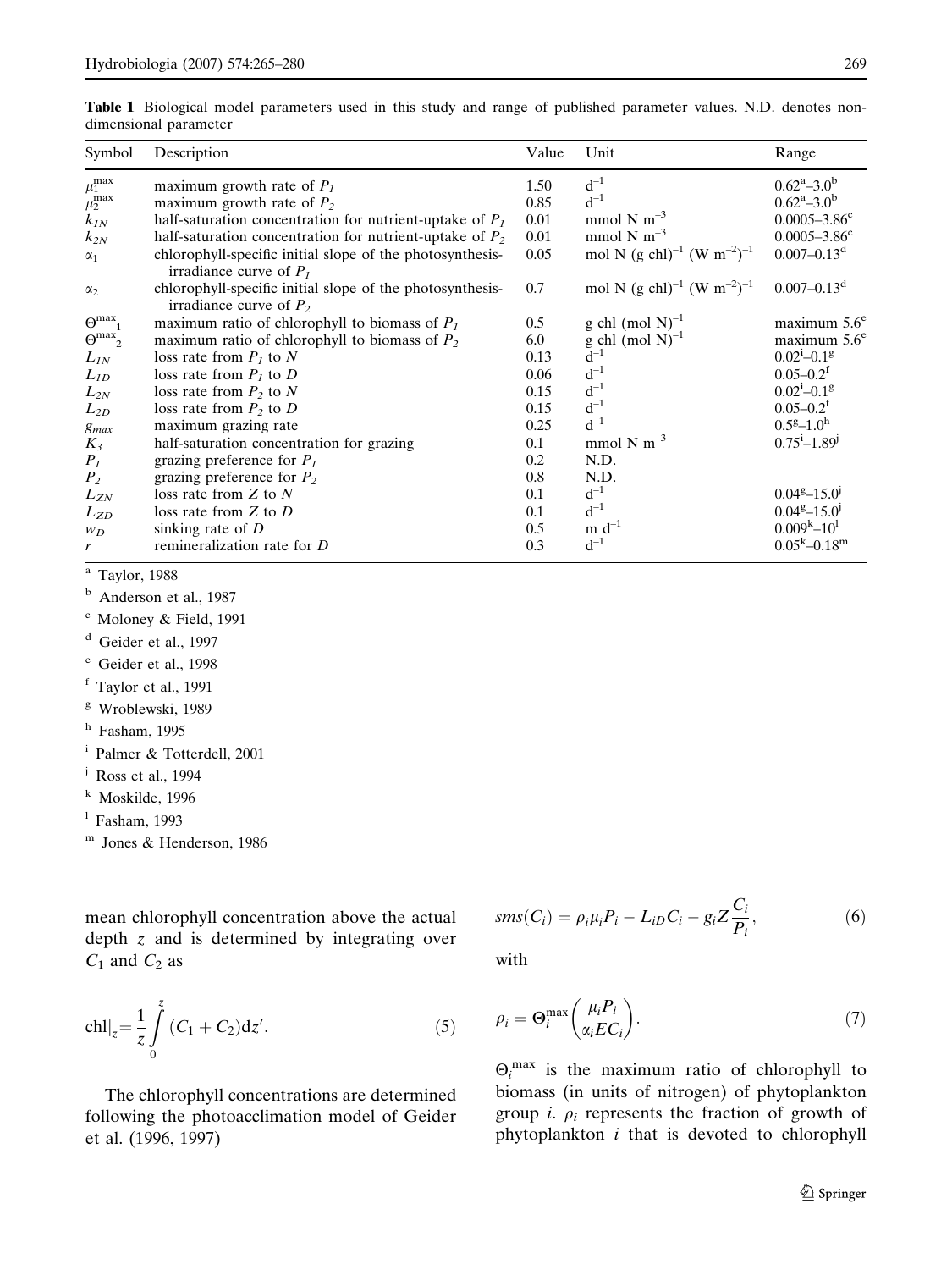**Table 1** Biological model parameters used in this study and range of published parameter values. N.D. denotes non-dimensional parameter

| Symbol | Description | Value | Unit | Range |
|---|---|---|---|---|
| $\mu_1^{\max}$ | maximum growth rate of $P_1$ | 1.50 | $d^{-1}$ | $0.62$[a]–$3.0$[b] |
| $\mu_2^{\max}$ | maximum growth rate of $P_2$ | 0.85 | $d^{-1}$ | $0.62$[a]–$3.0$[b] |
| $k_{1N}$ | half-saturation concentration for nutrient-uptake of $P_1$ | 0.01 | mmol N $m^{-3}$ | 0.0005–3.86[c] |
| $k_{2N}$ | half-saturation concentration for nutrient-uptake of $P_2$ | 0.01 | mmol N $m^{-3}$ | 0.0005–3.86[c] |
| $\alpha_1$ | chlorophyll-specific initial slope of the photosynthesis-irradiance curve of $P_1$ | 0.05 | mol N (g chl)$^{-1}$ (W $m^{-2}$)$^{-1}$ | 0.007–0.13[d] |
| $\alpha_2$ | chlorophyll-specific initial slope of the photosynthesis-irradiance curve of $P_2$ | 0.7 | mol N (g chl)$^{-1}$ (W $m^{-2}$)$^{-1}$ | 0.007–0.13[d] |
| $\Theta^{\max}{}_1$ | maximum ratio of chlorophyll to biomass of $P_1$ | 0.5 | g chl (mol N)$^{-1}$ | maximum 5.6[e] |
| $\Theta^{\max}{}_2$ | maximum ratio of chlorophyll to biomass of $P_2$ | 6.0 | g chl (mol N)$^{-1}$ | maximum 5.6[e] |
| $L_{1N}$ | loss rate from $P_1$ to $N$ | 0.13 | $d^{-1}$ | $0.02$[i]–$0.1$[g] |
| $L_{1D}$ | loss rate from $P_1$ to $D$ | 0.06 | $d^{-1}$ | 0.05–0.2[f] |
| $L_{2N}$ | loss rate from $P_2$ to $N$ | 0.15 | $d^{-1}$ | $0.02$[i]–$0.1$[g] |
| $L_{2D}$ | loss rate from $P_2$ to $D$ | 0.15 | $d^{-1}$ | 0.05–0.2[f] |
| $g_{max}$ | maximum grazing rate | 0.25 | $d^{-1}$ | $0.5$[g]–$1.0$[h] |
| $K_3$ | half-saturation concentration for grazing | 0.1 | mmol N $m^{-3}$ | $0.75$[i]–$1.89$[j] |
| $P_1$ | grazing preference for $P_1$ | 0.2 | N.D. | |
| $P_2$ | grazing preference for $P_2$ | 0.8 | N.D. | |
| $L_{ZN}$ | loss rate from $Z$ to $N$ | 0.1 | $d^{-1}$ | $0.04$[g]–$15.0$[j] |
| $L_{ZD}$ | loss rate from $Z$ to $D$ | 0.1 | $d^{-1}$ | $0.04$[g]–$15.0$[j] |
| $w_D$ | sinking rate of $D$ | 0.5 | m $d^{-1}$ | $0.009$[k]–$10$[l] |
| $r$ | remineralization rate for $D$ | 0.3 | $d^{-1}$ | $0.05$[k]–$0.18$[m] |

[a] Taylor, 1988
[b] Anderson et al., 1987
[c] Moloney & Field, 1991
[d] Geider et al., 1997
[e] Geider et al., 1998
[f] Taylor et al., 1991
[g] Wroblewski, 1989
[h] Fasham, 1995
[i] Palmer & Totterdell, 2001
[j] Ross et al., 1994
[k] Moskilde, 1996
[l] Fasham, 1993
[m] Jones & Henderson, 1986

mean chlorophyll concentration above the actual depth $z$ and is determined by integrating over $C_1$ and $C_2$ as

$$\text{chl}|_z = \frac{1}{z}\int_0^z (C_1 + C_2)\mathrm{d}z'. \tag{5}$$

The chlorophyll concentrations are determined following the photoacclimation model of Geider et al. (1996, 1997)

$$sms(C_i) = \rho_i \mu_i P_i - L_{iD} C_i - g_i Z \frac{C_i}{P_i}, \tag{6}$$

with

$$\rho_i = \Theta_i^{\max}\left(\frac{\mu_i P_i}{\alpha_i E C_i}\right). \tag{7}$$

$\Theta_i^{\max}$ is the maximum ratio of chlorophyll to biomass (in units of nitrogen) of phytoplankton group $i$. $\rho_i$ represents the fraction of growth of phytoplankton $i$ that is devoted to chlorophyll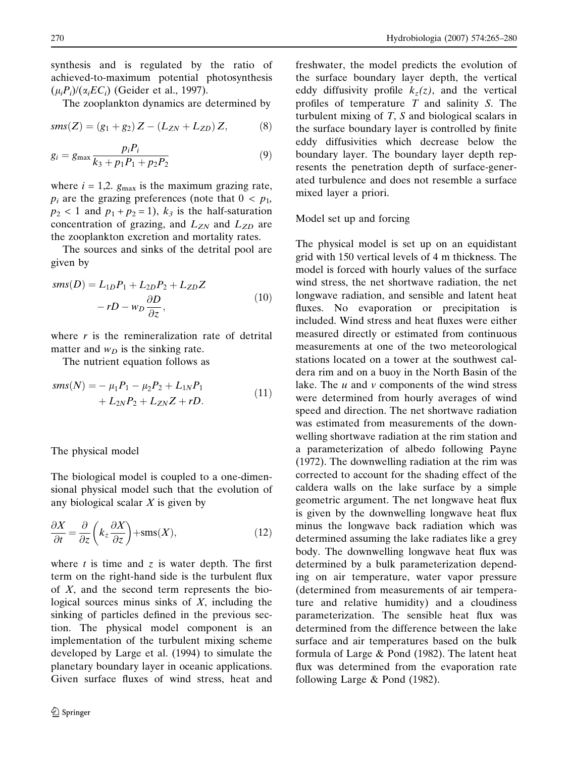synthesis and is regulated by the ratio of achieved-to-maximum potential photosynthesis $(\mu_i P_i)/(\alpha_i E C_i)$ (Geider et al., 1997).

The zooplankton dynamics are determined by

$$sms(Z) = (g_1 + g_2)\,Z - (L_{ZN} + L_{ZD})\,Z, \tag{8}$$

$$g_i = g_{\max} \frac{p_i P_i}{k_3 + p_1 P_1 + p_2 P_2} \tag{9}$$

where $i = 1{,}2$. $g_{\max}$ is the maximum grazing rate, $p_i$ are the grazing preferences (note that $0 < p_1$, $p_2 < 1$ and $p_1 + p_2 = 1$), $k_3$ is the half-saturation concentration of grazing, and $L_{ZN}$ and $L_{ZD}$ are the zooplankton excretion and mortality rates.

The sources and sinks of the detrital pool are given by

$$sms(D) = L_{1D} P_1 + L_{2D} P_2 + L_{ZD} Z - rD - w_D \frac{\partial D}{\partial z}, \tag{10}$$

where $r$ is the remineralization rate of detrital matter and $w_D$ is the sinking rate.

The nutrient equation follows as

$$sms(N) = -\mu_1 P_1 - \mu_2 P_2 + L_{1N} P_1 + L_{2N} P_2 + L_{ZN} Z + rD. \tag{11}$$

## The physical model

The biological model is coupled to a one-dimensional physical model such that the evolution of any biological scalar $X$ is given by

$$\frac{\partial X}{\partial t} = \frac{\partial}{\partial z}\left(k_z \frac{\partial X}{\partial z}\right) + \mathrm{sms}(X), \tag{12}$$

where $t$ is time and $z$ is water depth. The first term on the right-hand side is the turbulent flux of $X$, and the second term represents the biological sources minus sinks of $X$, including the sinking of particles defined in the previous section. The physical model component is an implementation of the turbulent mixing scheme developed by Large et al. (1994) to simulate the planetary boundary layer in oceanic applications. Given surface fluxes of wind stress, heat and freshwater, the model predicts the evolution of the surface boundary layer depth, the vertical eddy diffusivity profile $k_z(z)$, and the vertical profiles of temperature $T$ and salinity $S$. The turbulent mixing of $T$, $S$ and biological scalars in the surface boundary layer is controlled by finite eddy diffusivities which decrease below the boundary layer. The boundary layer depth represents the penetration depth of surface-generated turbulence and does not resemble a surface mixed layer a priori.

## Model set up and forcing

The physical model is set up on an equidistant grid with 150 vertical levels of 4 m thickness. The model is forced with hourly values of the surface wind stress, the net shortwave radiation, the net longwave radiation, and sensible and latent heat fluxes. No evaporation or precipitation is included. Wind stress and heat fluxes were either measured directly or estimated from continuous measurements at one of the two meteorological stations located on a tower at the southwest caldera rim and on a buoy in the North Basin of the lake. The $u$ and $v$ components of the wind stress were determined from hourly averages of wind speed and direction. The net shortwave radiation was estimated from measurements of the downwelling shortwave radiation at the rim station and a parameterization of albedo following Payne (1972). The downwelling radiation at the rim was corrected to account for the shading effect of the caldera walls on the lake surface by a simple geometric argument. The net longwave heat flux is given by the downwelling longwave heat flux minus the longwave back radiation which was determined assuming the lake radiates like a grey body. The downwelling longwave heat flux was determined by a bulk parameterization depending on air temperature, water vapor pressure (determined from measurements of air temperature and relative humidity) and a cloudiness parameterization. The sensible heat flux was determined from the difference between the lake surface and air temperatures based on the bulk formula of Large & Pond (1982). The latent heat flux was determined from the evaporation rate following Large & Pond (1982).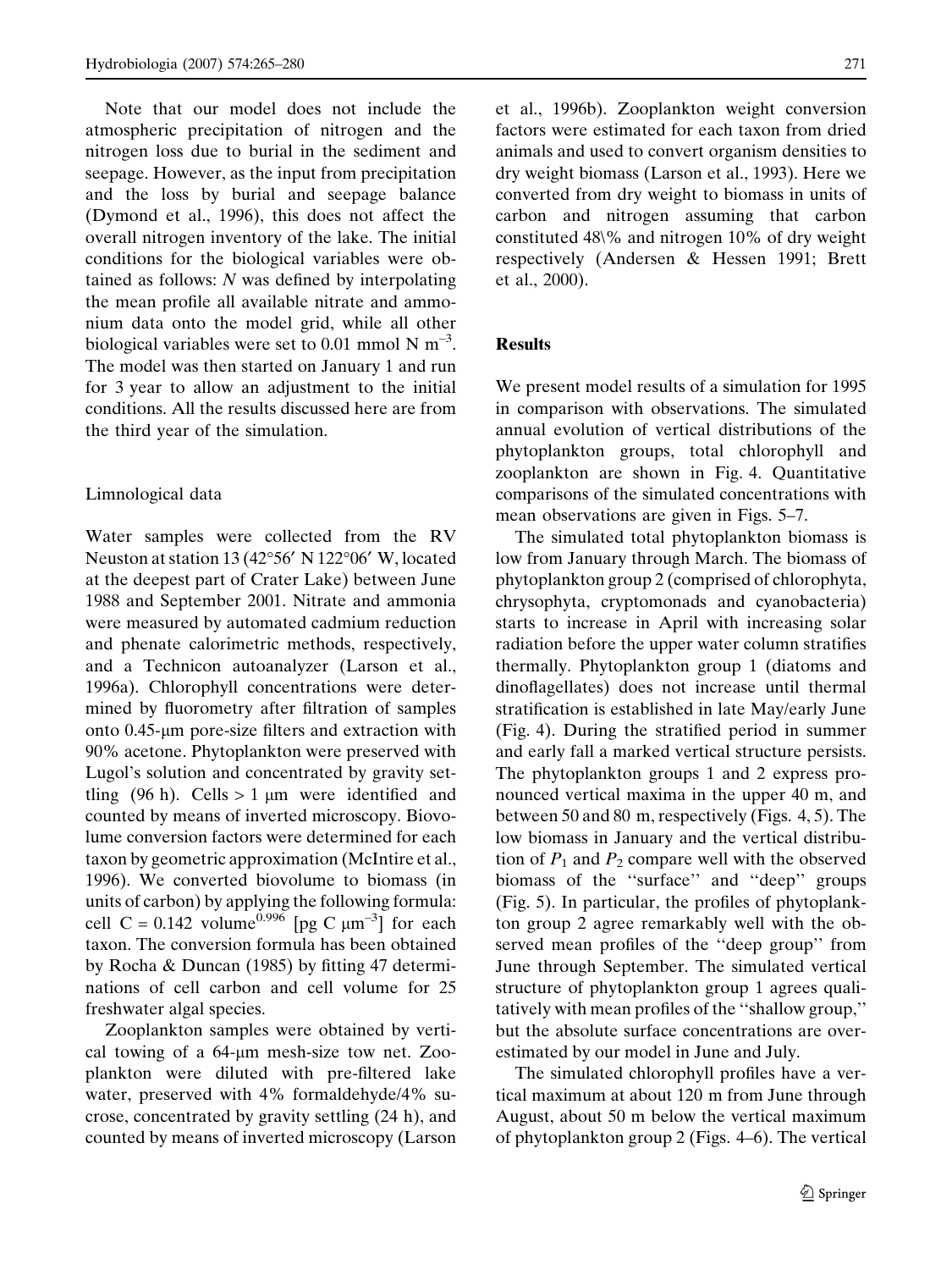Note that our model does not include the atmospheric precipitation of nitrogen and the nitrogen loss due to burial in the sediment and seepage. However, as the input from precipitation and the loss by burial and seepage balance (Dymond et al., 1996), this does not affect the overall nitrogen inventory of the lake. The initial conditions for the biological variables were obtained as follows: $N$ was defined by interpolating the mean profile all available nitrate and ammonium data onto the model grid, while all other biological variables were set to 0.01 mmol N m$^{-3}$. The model was then started on January 1 and run for 3 year to allow an adjustment to the initial conditions. All the results discussed here are from the third year of the simulation.

### Limnological data

Water samples were collected from the RV Neuston at station 13 (42°56′ N 122°06′ W, located at the deepest part of Crater Lake) between June 1988 and September 2001. Nitrate and ammonia were measured by automated cadmium reduction and phenate calorimetric methods, respectively, and a Technicon autoanalyzer (Larson et al., 1996a). Chlorophyll concentrations were determined by fluorometry after filtration of samples onto 0.45-μm pore-size filters and extraction with 90% acetone. Phytoplankton were preserved with Lugol's solution and concentrated by gravity settling (96 h). Cells > 1 μm were identified and counted by means of inverted microscopy. Biovolume conversion factors were determined for each taxon by geometric approximation (McIntire et al., 1996). We converted biovolume to biomass (in units of carbon) by applying the following formula: cell C = 0.142 volume$^{0.996}$ [pg C μm$^{-3}$] for each taxon. The conversion formula has been obtained by Rocha & Duncan (1985) by fitting 47 determinations of cell carbon and cell volume for 25 freshwater algal species.

Zooplankton samples were obtained by vertical towing of a 64-μm mesh-size tow net. Zooplankton were diluted with pre-filtered lake water, preserved with 4% formaldehyde/4% sucrose, concentrated by gravity settling (24 h), and counted by means of inverted microscopy (Larson et al., 1996b). Zooplankton weight conversion factors were estimated for each taxon from dried animals and used to convert organism densities to dry weight biomass (Larson et al., 1993). Here we converted from dry weight to biomass in units of carbon and nitrogen assuming that carbon constituted 48% and nitrogen 10% of dry weight respectively (Andersen & Hessen 1991; Brett et al., 2000).

## Results

We present model results of a simulation for 1995 in comparison with observations. The simulated annual evolution of vertical distributions of the phytoplankton groups, total chlorophyll and zooplankton are shown in Fig. 4. Quantitative comparisons of the simulated concentrations with mean observations are given in Figs. 5–7.

The simulated total phytoplankton biomass is low from January through March. The biomass of phytoplankton group 2 (comprised of chlorophyta, chrysophyta, cryptomonads and cyanobacteria) starts to increase in April with increasing solar radiation before the upper water column stratifies thermally. Phytoplankton group 1 (diatoms and dinoflagellates) does not increase until thermal stratification is established in late May/early June (Fig. 4). During the stratified period in summer and early fall a marked vertical structure persists. The phytoplankton groups 1 and 2 express pronounced vertical maxima in the upper 40 m, and between 50 and 80 m, respectively (Figs. 4, 5). The low biomass in January and the vertical distribution of $P_1$ and $P_2$ compare well with the observed biomass of the "surface" and "deep" groups (Fig. 5). In particular, the profiles of phytoplankton group 2 agree remarkably well with the observed mean profiles of the "deep group" from June through September. The simulated vertical structure of phytoplankton group 1 agrees qualitatively with mean profiles of the "shallow group," but the absolute surface concentrations are overestimated by our model in June and July.

The simulated chlorophyll profiles have a vertical maximum at about 120 m from June through August, about 50 m below the vertical maximum of phytoplankton group 2 (Figs. 4–6). The vertical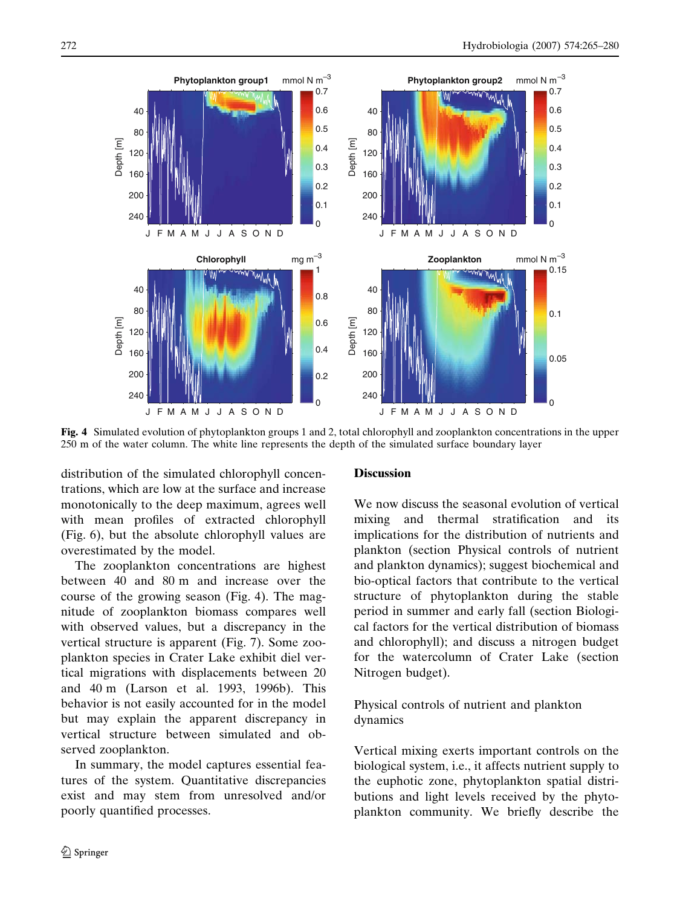Fig. 4 Simulated evolution of phytoplankton groups 1 and 2, total chlorophyll and zooplankton concentrations in the upper 250 m of the water column. The white line represents the depth of the simulated surface boundary layer

distribution of the simulated chlorophyll concentrations, which are low at the surface and increase monotonically to the deep maximum, agrees well with mean profiles of extracted chlorophyll (Fig. 6), but the absolute chlorophyll values are overestimated by the model.

The zooplankton concentrations are highest between 40 and 80 m and increase over the course of the growing season (Fig. 4). The magnitude of zooplankton biomass compares well with observed values, but a discrepancy in the vertical structure is apparent (Fig. 7). Some zooplankton species in Crater Lake exhibit diel vertical migrations with displacements between 20 and 40 m (Larson et al. 1993, 1996b). This behavior is not easily accounted for in the model but may explain the apparent discrepancy in vertical structure between simulated and observed zooplankton.

In summary, the model captures essential features of the system. Quantitative discrepancies exist and may stem from unresolved and/or poorly quantified processes.

## Discussion

We now discuss the seasonal evolution of vertical mixing and thermal stratification and its implications for the distribution of nutrients and plankton (section Physical controls of nutrient and plankton dynamics); suggest biochemical and bio-optical factors that contribute to the vertical structure of phytoplankton during the stable period in summer and early fall (section Biological factors for the vertical distribution of biomass and chlorophyll); and discuss a nitrogen budget for the watercolumn of Crater Lake (section Nitrogen budget).

### Physical controls of nutrient and plankton dynamics

Vertical mixing exerts important controls on the biological system, i.e., it affects nutrient supply to the euphotic zone, phytoplankton spatial distributions and light levels received by the phytoplankton community. We briefly describe the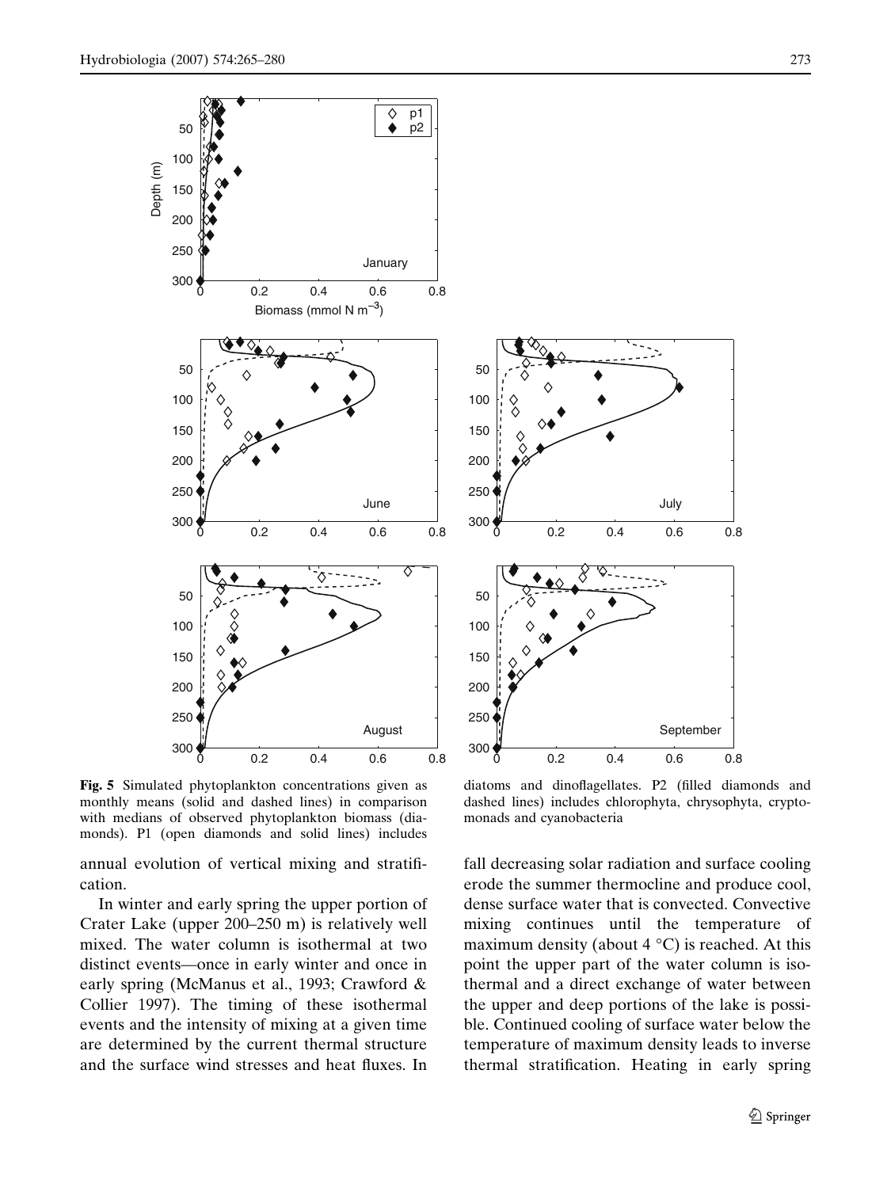**Fig. 5** Simulated phytoplankton concentrations given as monthly means (solid and dashed lines) in comparison with medians of observed phytoplankton biomass (diamonds). P1 (open diamonds and solid lines) includes diatoms and dinoflagellates. P2 (filled diamonds and dashed lines) includes chlorophyta, chrysophyta, cryptomonads and cyanobacteria

annual evolution of vertical mixing and stratification.

In winter and early spring the upper portion of Crater Lake (upper 200–250 m) is relatively well mixed. The water column is isothermal at two distinct events—once in early winter and once in early spring (McManus et al., 1993; Crawford & Collier 1997). The timing of these isothermal events and the intensity of mixing at a given time are determined by the current thermal structure and the surface wind stresses and heat fluxes. In fall decreasing solar radiation and surface cooling erode the summer thermocline and produce cool, dense surface water that is convected. Convective mixing continues until the temperature of maximum density (about 4 °C) is reached. At this point the upper part of the water column is isothermal and a direct exchange of water between the upper and deep portions of the lake is possible. Continued cooling of surface water below the temperature of maximum density leads to inverse thermal stratification. Heating in early spring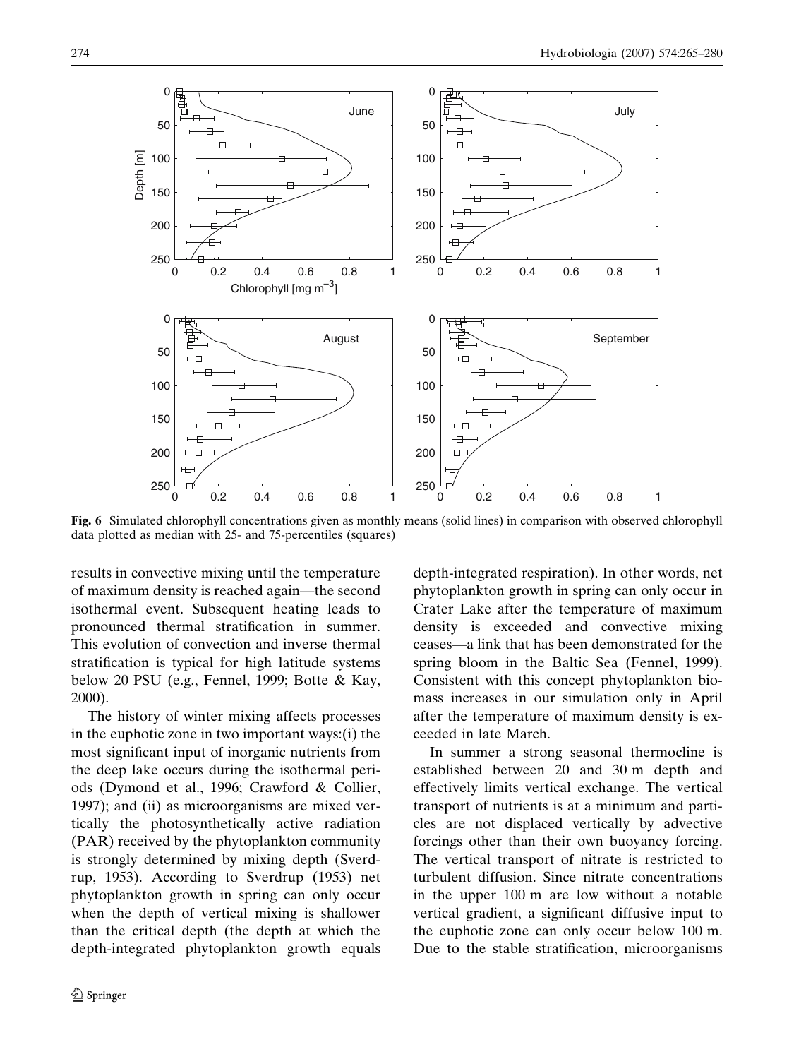**Fig. 6** Simulated chlorophyll concentrations given as monthly means (solid lines) in comparison with observed chlorophyll data plotted as median with 25- and 75-percentiles (squares)

results in convective mixing until the temperature of maximum density is reached again—the second isothermal event. Subsequent heating leads to pronounced thermal stratification in summer. This evolution of convection and inverse thermal stratification is typical for high latitude systems below 20 PSU (e.g., Fennel, 1999; Botte & Kay, 2000).

The history of winter mixing affects processes in the euphotic zone in two important ways:(i) the most significant input of inorganic nutrients from the deep lake occurs during the isothermal periods (Dymond et al., 1996; Crawford & Collier, 1997); and (ii) as microorganisms are mixed vertically the photosynthetically active radiation (PAR) received by the phytoplankton community is strongly determined by mixing depth (Sverdrup, 1953). According to Sverdrup (1953) net phytoplankton growth in spring can only occur when the depth of vertical mixing is shallower than the critical depth (the depth at which the depth-integrated phytoplankton growth equals depth-integrated respiration). In other words, net phytoplankton growth in spring can only occur in Crater Lake after the temperature of maximum density is exceeded and convective mixing ceases—a link that has been demonstrated for the spring bloom in the Baltic Sea (Fennel, 1999). Consistent with this concept phytoplankton biomass increases in our simulation only in April after the temperature of maximum density is exceeded in late March.

In summer a strong seasonal thermocline is established between 20 and 30 m depth and effectively limits vertical exchange. The vertical transport of nutrients is at a minimum and particles are not displaced vertically by advective forcings other than their own buoyancy forcing. The vertical transport of nitrate is restricted to turbulent diffusion. Since nitrate concentrations in the upper 100 m are low without a notable vertical gradient, a significant diffusive input to the euphotic zone can only occur below 100 m. Due to the stable stratification, microorganisms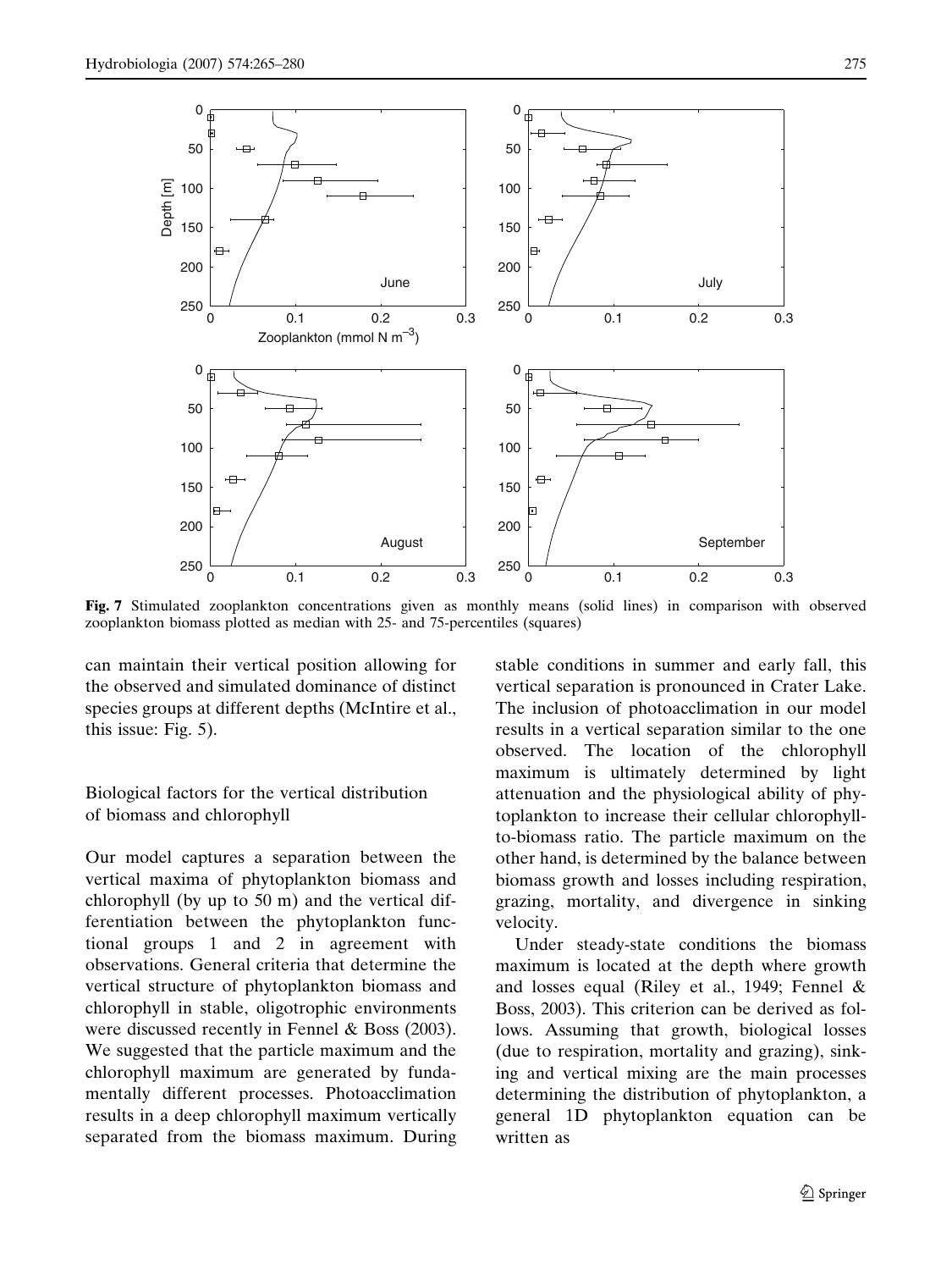**Fig. 7** Stimulated zooplankton concentrations given as monthly means (solid lines) in comparison with observed zooplankton biomass plotted as median with 25- and 75-percentiles (squares)

can maintain their vertical position allowing for the observed and simulated dominance of distinct species groups at different depths (McIntire et al., this issue: Fig. 5).

## Biological factors for the vertical distribution of biomass and chlorophyll

Our model captures a separation between the vertical maxima of phytoplankton biomass and chlorophyll (by up to 50 m) and the vertical differentiation between the phytoplankton functional groups 1 and 2 in agreement with observations. General criteria that determine the vertical structure of phytoplankton biomass and chlorophyll in stable, oligotrophic environments were discussed recently in Fennel & Boss (2003). We suggested that the particle maximum and the chlorophyll maximum are generated by fundamentally different processes. Photoacclimation results in a deep chlorophyll maximum vertically separated from the biomass maximum. During stable conditions in summer and early fall, this vertical separation is pronounced in Crater Lake. The inclusion of photoacclimation in our model results in a vertical separation similar to the one observed. The location of the chlorophyll maximum is ultimately determined by light attenuation and the physiological ability of phytoplankton to increase their cellular chlorophyll-to-biomass ratio. The particle maximum on the other hand, is determined by the balance between biomass growth and losses including respiration, grazing, mortality, and divergence in sinking velocity.

Under steady-state conditions the biomass maximum is located at the depth where growth and losses equal (Riley et al., 1949; Fennel & Boss, 2003). This criterion can be derived as follows. Assuming that growth, biological losses (due to respiration, mortality and grazing), sinking and vertical mixing are the main processes determining the distribution of phytoplankton, a general 1D phytoplankton equation can be written as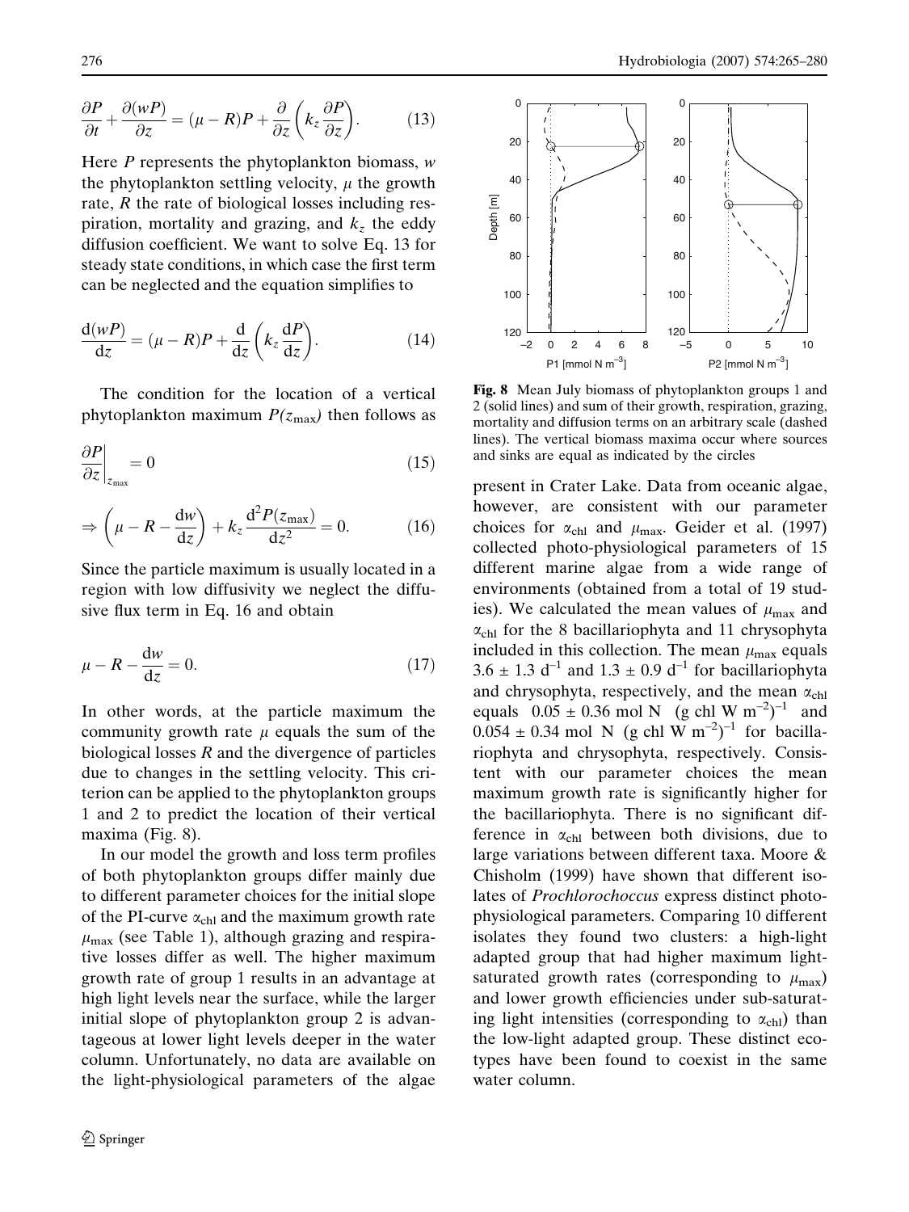$$\frac{\partial P}{\partial t} + \frac{\partial (wP)}{\partial z} = (\mu - R)P + \frac{\partial}{\partial z}\left(k_z \frac{\partial P}{\partial z}\right). \qquad (13)$$

Here $P$ represents the phytoplankton biomass, $w$ the phytoplankton settling velocity, $\mu$ the growth rate, $R$ the rate of biological losses including respiration, mortality and grazing, and $k_z$ the eddy diffusion coefficient. We want to solve Eq. 13 for steady state conditions, in which case the first term can be neglected and the equation simplifies to

$$\frac{\mathrm{d}(wP)}{\mathrm{d}z} = (\mu - R)P + \frac{\mathrm{d}}{\mathrm{d}z}\left(k_z \frac{\mathrm{d}P}{\mathrm{d}z}\right). \qquad (14)$$

The condition for the location of a vertical phytoplankton maximum $P(z_{\max})$ then follows as

$$\left.\frac{\partial P}{\partial z}\right|_{z_{\max}} = 0 \qquad (15)$$

$$\Rightarrow \left(\mu - R - \frac{\mathrm{d}w}{\mathrm{d}z}\right) + k_z \frac{\mathrm{d}^2 P(z_{\max})}{\mathrm{d}z^2} = 0. \qquad (16)$$

Since the particle maximum is usually located in a region with low diffusivity we neglect the diffusive flux term in Eq. 16 and obtain

$$\mu - R - \frac{\mathrm{d}w}{\mathrm{d}z} = 0. \qquad (17)$$

In other words, at the particle maximum the community growth rate $\mu$ equals the sum of the biological losses $R$ and the divergence of particles due to changes in the settling velocity. This criterion can be applied to the phytoplankton groups 1 and 2 to predict the location of their vertical maxima (Fig. 8).

In our model the growth and loss term profiles of both phytoplankton groups differ mainly due to different parameter choices for the initial slope of the PI-curve $\alpha_{\mathrm{chl}}$ and the maximum growth rate $\mu_{\max}$ (see Table 1), although grazing and respirative losses differ as well. The higher maximum growth rate of group 1 results in an advantage at high light levels near the surface, while the larger initial slope of phytoplankton group 2 is advantageous at lower light levels deeper in the water column. Unfortunately, no data are available on the light-physiological parameters of the algae present in Crater Lake. Data from oceanic algae, however, are consistent with our parameter choices for $\alpha_{\mathrm{chl}}$ and $\mu_{\max}$. Geider et al. (1997) collected photo-physiological parameters of 15 different marine algae from a wide range of environments (obtained from a total of 19 studies). We calculated the mean values of $\mu_{\max}$ and $\alpha_{\mathrm{chl}}$ for the 8 bacillariophyta and 11 chrysophyta included in this collection. The mean $\mu_{\max}$ equals $3.6 \pm 1.3$ d$^{-1}$ and $1.3 \pm 0.9$ d$^{-1}$ for bacillariophyta and chrysophyta, respectively, and the mean $\alpha_{\mathrm{chl}}$ equals $0.05 \pm 0.36$ mol N (g chl W m$^{-2}$)$^{-1}$ and $0.054 \pm 0.34$ mol N (g chl W m$^{-2}$)$^{-1}$ for bacillariophyta and chrysophyta, respectively. Consistent with our parameter choices the mean maximum growth rate is significantly higher for the bacillariophyta. There is no significant difference in $\alpha_{\mathrm{chl}}$ between both divisions, due to large variations between different taxa. Moore & Chisholm (1999) have shown that different isolates of *Prochlorochoccus* express distinct photo-physiological parameters. Comparing 10 different isolates they found two clusters: a high-light adapted group that had higher maximum light-saturated growth rates (corresponding to $\mu_{\max}$) and lower growth efficiencies under sub-saturating light intensities (corresponding to $\alpha_{\mathrm{chl}}$) than the low-light adapted group. These distinct ecotypes have been found to coexist in the same water column.

**Fig. 8** Mean July biomass of phytoplankton groups 1 and 2 (solid lines) and sum of their growth, respiration, grazing, mortality and diffusion terms on an arbitrary scale (dashed lines). The vertical biomass maxima occur where sources and sinks are equal as indicated by the circles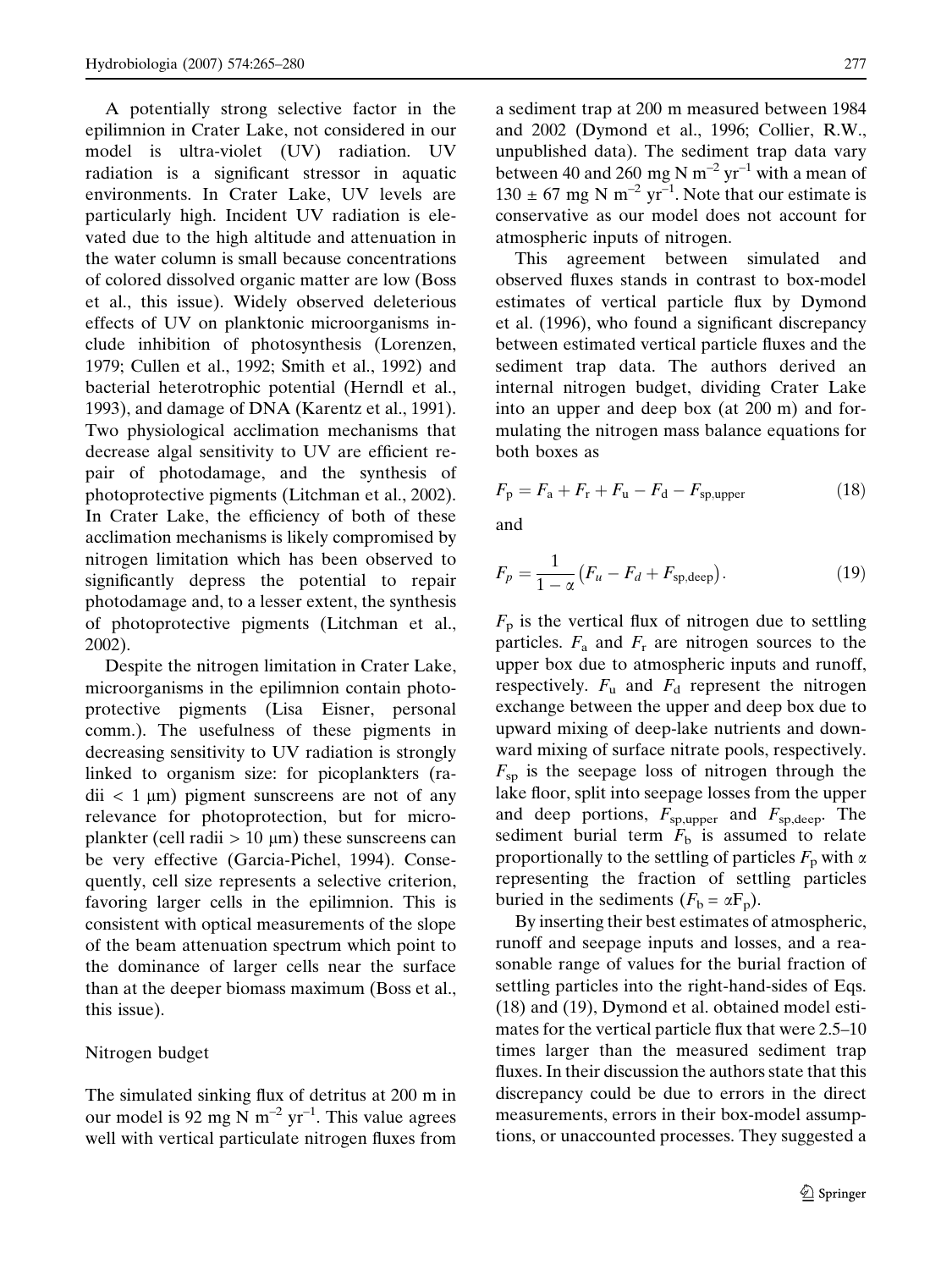A potentially strong selective factor in the epilimnion in Crater Lake, not considered in our model is ultra-violet (UV) radiation. UV radiation is a significant stressor in aquatic environments. In Crater Lake, UV levels are particularly high. Incident UV radiation is elevated due to the high altitude and attenuation in the water column is small because concentrations of colored dissolved organic matter are low (Boss et al., this issue). Widely observed deleterious effects of UV on planktonic microorganisms include inhibition of photosynthesis (Lorenzen, 1979; Cullen et al., 1992; Smith et al., 1992) and bacterial heterotrophic potential (Herndl et al., 1993), and damage of DNA (Karentz et al., 1991). Two physiological acclimation mechanisms that decrease algal sensitivity to UV are efficient repair of photodamage, and the synthesis of photoprotective pigments (Litchman et al., 2002). In Crater Lake, the efficiency of both of these acclimation mechanisms is likely compromised by nitrogen limitation which has been observed to significantly depress the potential to repair photodamage and, to a lesser extent, the synthesis of photoprotective pigments (Litchman et al., 2002).

Despite the nitrogen limitation in Crater Lake, microorganisms in the epilimnion contain photoprotective pigments (Lisa Eisner, personal comm.). The usefulness of these pigments in decreasing sensitivity to UV radiation is strongly linked to organism size: for picoplankters (radii < 1 μm) pigment sunscreens are not of any relevance for photoprotection, but for microplankter (cell radii > 10 μm) these sunscreens can be very effective (Garcia-Pichel, 1994). Consequently, cell size represents a selective criterion, favoring larger cells in the epilimnion. This is consistent with optical measurements of the slope of the beam attenuation spectrum which point to the dominance of larger cells near the surface than at the deeper biomass maximum (Boss et al., this issue).

## Nitrogen budget

The simulated sinking flux of detritus at 200 m in our model is 92 mg N m$^{-2}$ yr$^{-1}$. This value agrees well with vertical particulate nitrogen fluxes from a sediment trap at 200 m measured between 1984 and 2002 (Dymond et al., 1996; Collier, R.W., unpublished data). The sediment trap data vary between 40 and 260 mg N m$^{-2}$ yr$^{-1}$ with a mean of 130 ± 67 mg N m$^{-2}$ yr$^{-1}$. Note that our estimate is conservative as our model does not account for atmospheric inputs of nitrogen.

This agreement between simulated and observed fluxes stands in contrast to box-model estimates of vertical particle flux by Dymond et al. (1996), who found a significant discrepancy between estimated vertical particle fluxes and the sediment trap data. The authors derived an internal nitrogen budget, dividing Crater Lake into an upper and deep box (at 200 m) and formulating the nitrogen mass balance equations for both boxes as

$$F_p = F_a + F_r + F_u - F_d - F_{sp,upper} \tag{18}$$

and

$$F_p = \frac{1}{1-\alpha}\left(F_u - F_d + F_{sp,deep}\right). \tag{19}$$

$F_p$ is the vertical flux of nitrogen due to settling particles. $F_a$ and $F_r$ are nitrogen sources to the upper box due to atmospheric inputs and runoff, respectively. $F_u$ and $F_d$ represent the nitrogen exchange between the upper and deep box due to upward mixing of deep-lake nutrients and downward mixing of surface nitrate pools, respectively. $F_{sp}$ is the seepage loss of nitrogen through the lake floor, split into seepage losses from the upper and deep portions, $F_{sp,upper}$ and $F_{sp,deep}$. The sediment burial term $F_b$ is assumed to relate proportionally to the settling of particles $F_p$ with $\alpha$ representing the fraction of settling particles buried in the sediments ($F_b = \alpha F_p$).

By inserting their best estimates of atmospheric, runoff and seepage inputs and losses, and a reasonable range of values for the burial fraction of settling particles into the right-hand-sides of Eqs. (18) and (19), Dymond et al. obtained model estimates for the vertical particle flux that were 2.5–10 times larger than the measured sediment trap fluxes. In their discussion the authors state that this discrepancy could be due to errors in the direct measurements, errors in their box-model assumptions, or unaccounted processes. They suggested a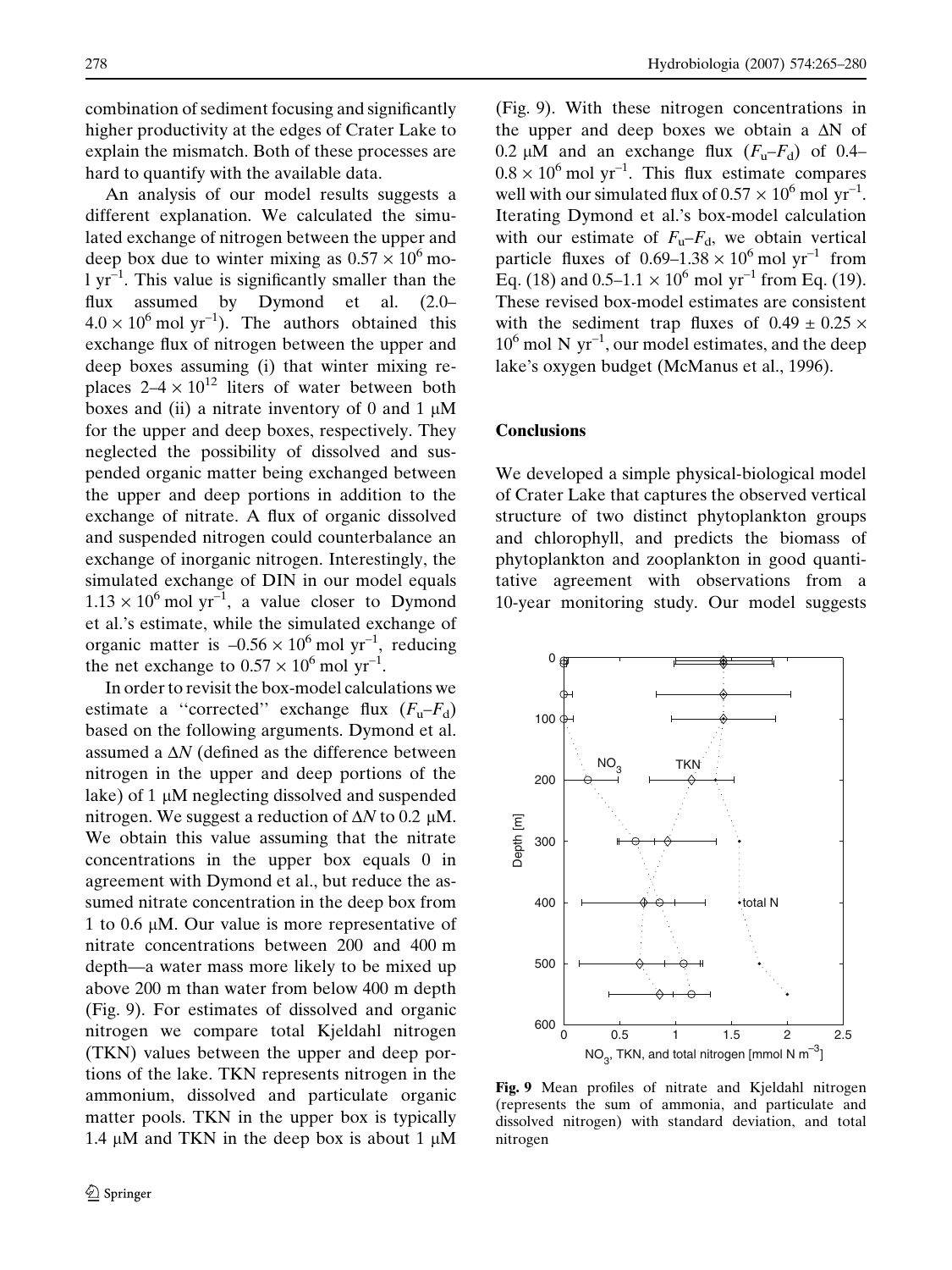combination of sediment focusing and significantly higher productivity at the edges of Crater Lake to explain the mismatch. Both of these processes are hard to quantify with the available data.

An analysis of our model results suggests a different explanation. We calculated the simulated exchange of nitrogen between the upper and deep box due to winter mixing as $0.57 \times 10^6$ mol yr$^{-1}$. This value is significantly smaller than the flux assumed by Dymond et al. (2.0–$4.0 \times 10^6$ mol yr$^{-1}$). The authors obtained this exchange flux of nitrogen between the upper and deep boxes assuming (i) that winter mixing replaces $2\text{–}4 \times 10^{12}$ liters of water between both boxes and (ii) a nitrate inventory of 0 and 1 μM for the upper and deep boxes, respectively. They neglected the possibility of dissolved and suspended organic matter being exchanged between the upper and deep portions in addition to the exchange of nitrate. A flux of organic dissolved and suspended nitrogen could counterbalance an exchange of inorganic nitrogen. Interestingly, the simulated exchange of DIN in our model equals $1.13 \times 10^6$ mol yr$^{-1}$, a value closer to Dymond et al.'s estimate, while the simulated exchange of organic matter is $-0.56 \times 10^6$ mol yr$^{-1}$, reducing the net exchange to $0.57 \times 10^6$ mol yr$^{-1}$.

In order to revisit the box-model calculations we estimate a "corrected" exchange flux ($F_u$–$F_d$) based on the following arguments. Dymond et al. assumed a $\Delta N$ (defined as the difference between nitrogen in the upper and deep portions of the lake) of 1 μM neglecting dissolved and suspended nitrogen. We suggest a reduction of $\Delta N$ to 0.2 μM. We obtain this value assuming that the nitrate concentrations in the upper box equals 0 in agreement with Dymond et al., but reduce the assumed nitrate concentration in the deep box from 1 to 0.6 μM. Our value is more representative of nitrate concentrations between 200 and 400 m depth—a water mass more likely to be mixed up above 200 m than water from below 400 m depth (Fig. 9). For estimates of dissolved and organic nitrogen we compare total Kjeldahl nitrogen (TKN) values between the upper and deep portions of the lake. TKN represents nitrogen in the ammonium, dissolved and particulate organic matter pools. TKN in the upper box is typically 1.4 μM and TKN in the deep box is about 1 μM (Fig. 9). With these nitrogen concentrations in the upper and deep boxes we obtain a $\Delta N$ of 0.2 μM and an exchange flux ($F_u$–$F_d$) of 0.4–$0.8 \times 10^6$ mol yr$^{-1}$. This flux estimate compares well with our simulated flux of $0.57 \times 10^6$ mol yr$^{-1}$. Iterating Dymond et al.'s box-model calculation with our estimate of $F_u$–$F_d$, we obtain vertical particle fluxes of 0.69–$1.38 \times 10^6$ mol yr$^{-1}$ from Eq. (18) and 0.5–$1.1 \times 10^6$ mol yr$^{-1}$ from Eq. (19). These revised box-model estimates are consistent with the sediment trap fluxes of $0.49 \pm 0.25 \times 10^6$ mol N yr$^{-1}$, our model estimates, and the deep lake's oxygen budget (McManus et al., 1996).

## Conclusions

We developed a simple physical-biological model of Crater Lake that captures the observed vertical structure of two distinct phytoplankton groups and chlorophyll, and predicts the biomass of phytoplankton and zooplankton in good quantitative agreement with observations from a 10-year monitoring study. Our model suggests

**Fig. 9** Mean profiles of nitrate and Kjeldahl nitrogen (represents the sum of ammonia, and particulate and dissolved nitrogen) with standard deviation, and total nitrogen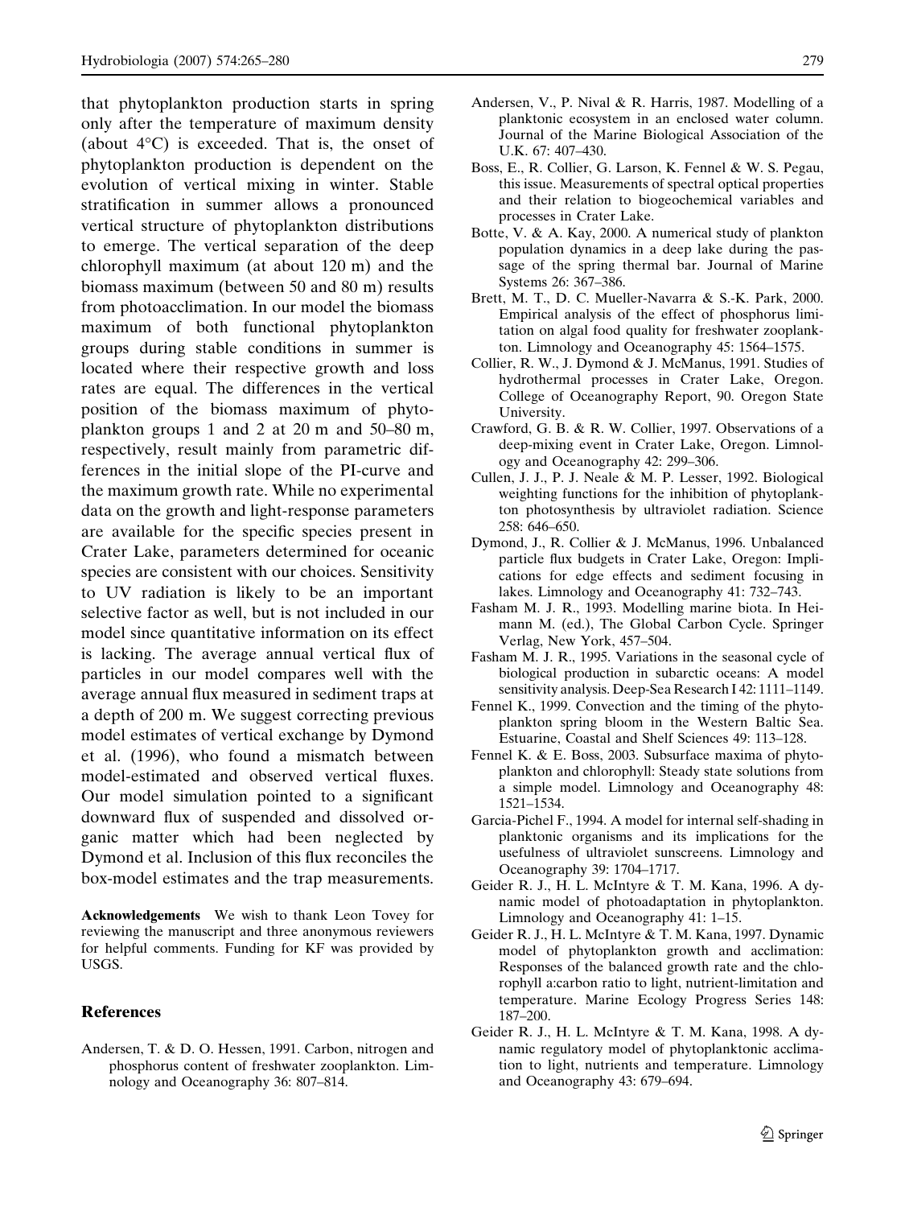that phytoplankton production starts in spring only after the temperature of maximum density (about 4°C) is exceeded. That is, the onset of phytoplankton production is dependent on the evolution of vertical mixing in winter. Stable stratification in summer allows a pronounced vertical structure of phytoplankton distributions to emerge. The vertical separation of the deep chlorophyll maximum (at about 120 m) and the biomass maximum (between 50 and 80 m) results from photoacclimation. In our model the biomass maximum of both functional phytoplankton groups during stable conditions in summer is located where their respective growth and loss rates are equal. The differences in the vertical position of the biomass maximum of phytoplankton groups 1 and 2 at 20 m and 50–80 m, respectively, result mainly from parametric differences in the initial slope of the PI-curve and the maximum growth rate. While no experimental data on the growth and light-response parameters are available for the specific species present in Crater Lake, parameters determined for oceanic species are consistent with our choices. Sensitivity to UV radiation is likely to be an important selective factor as well, but is not included in our model since quantitative information on its effect is lacking. The average annual vertical flux of particles in our model compares well with the average annual flux measured in sediment traps at a depth of 200 m. We suggest correcting previous model estimates of vertical exchange by Dymond et al. (1996), who found a mismatch between model-estimated and observed vertical fluxes. Our model simulation pointed to a significant downward flux of suspended and dissolved organic matter which had been neglected by Dymond et al. Inclusion of this flux reconciles the box-model estimates and the trap measurements.

**Acknowledgements** We wish to thank Leon Tovey for reviewing the manuscript and three anonymous reviewers for helpful comments. Funding for KF was provided by USGS.

## References

Andersen, T. & D. O. Hessen, 1991. Carbon, nitrogen and phosphorus content of freshwater zooplankton. Limnology and Oceanography 36: 807–814.

Andersen, V., P. Nival & R. Harris, 1987. Modelling of a planktonic ecosystem in an enclosed water column. Journal of the Marine Biological Association of the U.K. 67: 407–430.

Boss, E., R. Collier, G. Larson, K. Fennel & W. S. Pegau, this issue. Measurements of spectral optical properties and their relation to biogeochemical variables and processes in Crater Lake.

Botte, V. & A. Kay, 2000. A numerical study of plankton population dynamics in a deep lake during the passage of the spring thermal bar. Journal of Marine Systems 26: 367–386.

Brett, M. T., D. C. Mueller-Navarra & S.-K. Park, 2000. Empirical analysis of the effect of phosphorus limitation on algal food quality for freshwater zooplankton. Limnology and Oceanography 45: 1564–1575.

Collier, R. W., J. Dymond & J. McManus, 1991. Studies of hydrothermal processes in Crater Lake, Oregon. College of Oceanography Report, 90. Oregon State University.

Crawford, G. B. & R. W. Collier, 1997. Observations of a deep-mixing event in Crater Lake, Oregon. Limnology and Oceanography 42: 299–306.

Cullen, J. J., P. J. Neale & M. P. Lesser, 1992. Biological weighting functions for the inhibition of phytoplankton photosynthesis by ultraviolet radiation. Science 258: 646–650.

Dymond, J., R. Collier & J. McManus, 1996. Unbalanced particle flux budgets in Crater Lake, Oregon: Implications for edge effects and sediment focusing in lakes. Limnology and Oceanography 41: 732–743.

Fasham M. J. R., 1993. Modelling marine biota. In Heimann M. (ed.), The Global Carbon Cycle. Springer Verlag, New York, 457–504.

Fasham M. J. R., 1995. Variations in the seasonal cycle of biological production in subarctic oceans: A model sensitivity analysis. Deep-Sea Research I 42: 1111–1149.

Fennel K., 1999. Convection and the timing of the phytoplankton spring bloom in the Western Baltic Sea. Estuarine, Coastal and Shelf Sciences 49: 113–128.

Fennel K. & E. Boss, 2003. Subsurface maxima of phytoplankton and chlorophyll: Steady state solutions from a simple model. Limnology and Oceanography 48: 1521–1534.

Garcia-Pichel F., 1994. A model for internal self-shading in planktonic organisms and its implications for the usefulness of ultraviolet sunscreens. Limnology and Oceanography 39: 1704–1717.

Geider R. J., H. L. McIntyre & T. M. Kana, 1996. A dynamic model of photoadaptation in phytoplankton. Limnology and Oceanography 41: 1–15.

Geider R. J., H. L. McIntyre & T. M. Kana, 1997. Dynamic model of phytoplankton growth and acclimation: Responses of the balanced growth rate and the chlorophyll a:carbon ratio to light, nutrient-limitation and temperature. Marine Ecology Progress Series 148: 187–200.

Geider R. J., H. L. McIntyre & T. M. Kana, 1998. A dynamic regulatory model of phytoplanktonic acclimation to light, nutrients and temperature. Limnology and Oceanography 43: 679–694.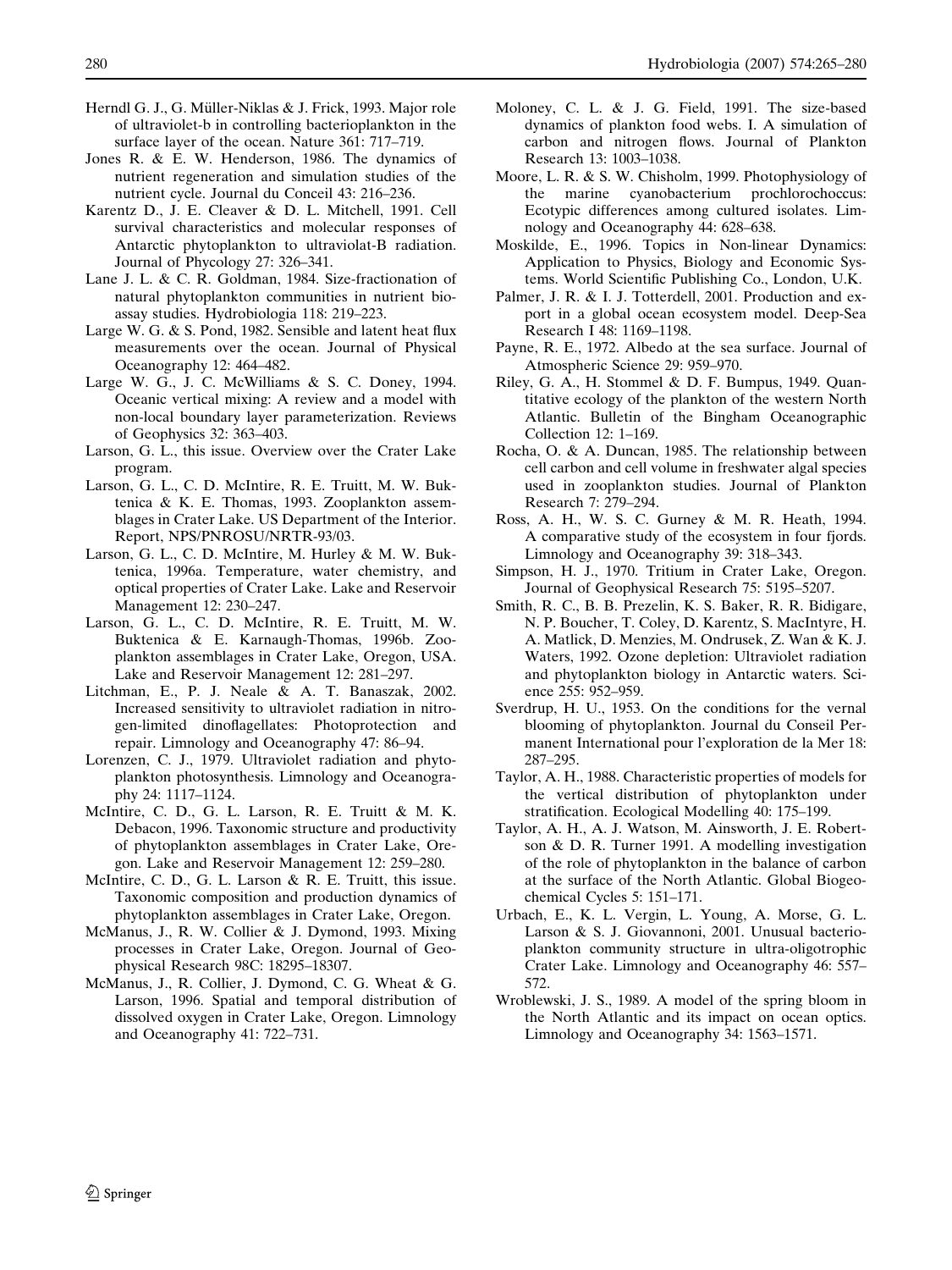Herndl G. J., G. Müller-Niklas & J. Frick, 1993. Major role of ultraviolet-b in controlling bacterioplankton in the surface layer of the ocean. Nature 361: 717–719.

Jones R. & E. W. Henderson, 1986. The dynamics of nutrient regeneration and simulation studies of the nutrient cycle. Journal du Conceil 43: 216–236.

Karentz D., J. E. Cleaver & D. L. Mitchell, 1991. Cell survival characteristics and molecular responses of Antarctic phytoplankton to ultraviolat-B radiation. Journal of Phycology 27: 326–341.

Lane J. L. & C. R. Goldman, 1984. Size-fractionation of natural phytoplankton communities in nutrient bioassay studies. Hydrobiologia 118: 219–223.

Large W. G. & S. Pond, 1982. Sensible and latent heat flux measurements over the ocean. Journal of Physical Oceanography 12: 464–482.

Large W. G., J. C. McWilliams & S. C. Doney, 1994. Oceanic vertical mixing: A review and a model with non-local boundary layer parameterization. Reviews of Geophysics 32: 363–403.

Larson, G. L., this issue. Overview over the Crater Lake program.

Larson, G. L., C. D. McIntire, R. E. Truitt, M. W. Buktenica & K. E. Thomas, 1993. Zooplankton assemblages in Crater Lake. US Department of the Interior. Report, NPS/PNROSU/NRTR-93/03.

Larson, G. L., C. D. McIntire, M. Hurley & M. W. Buktenica, 1996a. Temperature, water chemistry, and optical properties of Crater Lake. Lake and Reservoir Management 12: 230–247.

Larson, G. L., C. D. McIntire, R. E. Truitt, M. W. Buktenica & E. Karnaugh-Thomas, 1996b. Zooplankton assemblages in Crater Lake, Oregon, USA. Lake and Reservoir Management 12: 281–297.

Litchman, E., P. J. Neale & A. T. Banaszak, 2002. Increased sensitivity to ultraviolet radiation in nitrogen-limited dinoflagellates: Photoprotection and repair. Limnology and Oceanography 47: 86–94.

Lorenzen, C. J., 1979. Ultraviolet radiation and phytoplankton photosynthesis. Limnology and Oceanography 24: 1117–1124.

McIntire, C. D., G. L. Larson, R. E. Truitt & M. K. Debacon, 1996. Taxonomic structure and productivity of phytoplankton assemblages in Crater Lake, Oregon. Lake and Reservoir Management 12: 259–280.

McIntire, C. D., G. L. Larson & R. E. Truitt, this issue. Taxonomic composition and production dynamics of phytoplankton assemblages in Crater Lake, Oregon.

McManus, J., R. W. Collier & J. Dymond, 1993. Mixing processes in Crater Lake, Oregon. Journal of Geophysical Research 98C: 18295–18307.

McManus, J., R. Collier, J. Dymond, C. G. Wheat & G. Larson, 1996. Spatial and temporal distribution of dissolved oxygen in Crater Lake, Oregon. Limnology and Oceanography 41: 722–731.

Moloney, C. L. & J. G. Field, 1991. The size-based dynamics of plankton food webs. I. A simulation of carbon and nitrogen flows. Journal of Plankton Research 13: 1003–1038.

Moore, L. R. & S. W. Chisholm, 1999. Photophysiology of the marine cyanobacterium prochlorochoccus: Ecotypic differences among cultured isolates. Limnology and Oceanography 44: 628–638.

Moskilde, E., 1996. Topics in Non-linear Dynamics: Application to Physics, Biology and Economic Systems. World Scientific Publishing Co., London, U.K.

Palmer, J. R. & I. J. Totterdell, 2001. Production and export in a global ocean ecosystem model. Deep-Sea Research I 48: 1169–1198.

Payne, R. E., 1972. Albedo at the sea surface. Journal of Atmospheric Science 29: 959–970.

Riley, G. A., H. Stommel & D. F. Bumpus, 1949. Quantitative ecology of the plankton of the western North Atlantic. Bulletin of the Bingham Oceanographic Collection 12: 1–169.

Rocha, O. & A. Duncan, 1985. The relationship between cell carbon and cell volume in freshwater algal species used in zooplankton studies. Journal of Plankton Research 7: 279–294.

Ross, A. H., W. S. C. Gurney & M. R. Heath, 1994. A comparative study of the ecosystem in four fjords. Limnology and Oceanography 39: 318–343.

Simpson, H. J., 1970. Tritium in Crater Lake, Oregon. Journal of Geophysical Research 75: 5195–5207.

Smith, R. C., B. B. Prezelin, K. S. Baker, R. R. Bidigare, N. P. Boucher, T. Coley, D. Karentz, S. MacIntyre, H. A. Matlick, D. Menzies, M. Ondrusek, Z. Wan & K. J. Waters, 1992. Ozone depletion: Ultraviolet radiation and phytoplankton biology in Antarctic waters. Science 255: 952–959.

Sverdrup, H. U., 1953. On the conditions for the vernal blooming of phytoplankton. Journal du Conseil Permanent International pour l'exploration de la Mer 18: 287–295.

Taylor, A. H., 1988. Characteristic properties of models for the vertical distribution of phytoplankton under stratification. Ecological Modelling 40: 175–199.

Taylor, A. H., A. J. Watson, M. Ainsworth, J. E. Robertson & D. R. Turner 1991. A modelling investigation of the role of phytoplankton in the balance of carbon at the surface of the North Atlantic. Global Biogeochemical Cycles 5: 151–171.

Urbach, E., K. L. Vergin, L. Young, A. Morse, G. L. Larson & S. J. Giovannoni, 2001. Unusual bacterioplankton community structure in ultra-oligotrophic Crater Lake. Limnology and Oceanography 46: 557–572.

Wroblewski, J. S., 1989. A model of the spring bloom in the North Atlantic and its impact on ocean optics. Limnology and Oceanography 34: 1563–1571.